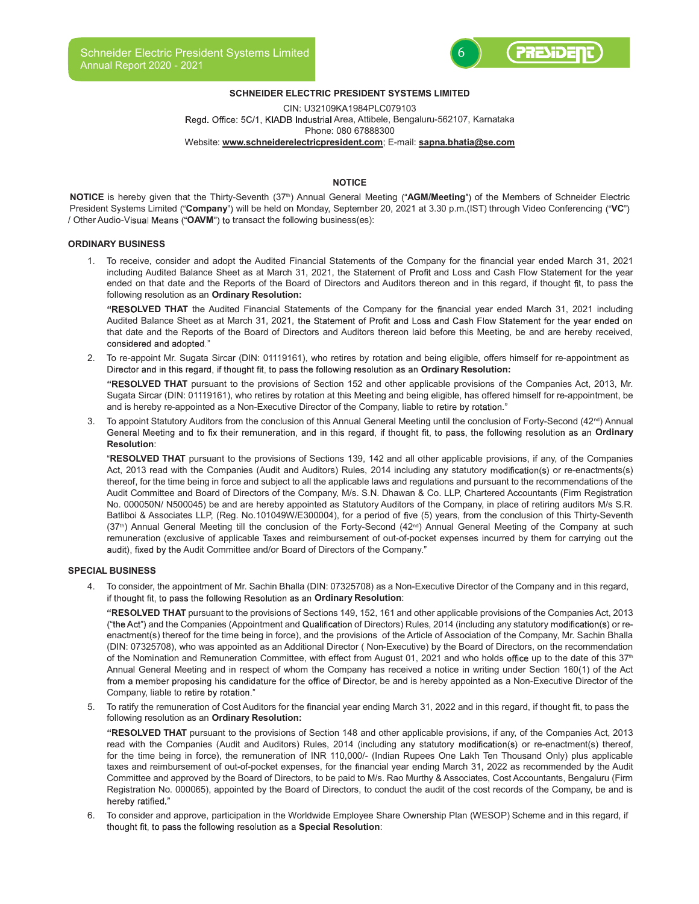**SCHNEIDER ELECTRIC PRESIDENT SYSTEMS LIMITED**

CIN: U32109KA1984PLC079103
Regd. Office: 5C/1, KIADB Industrial Area, Attibele, Bengaluru-562107, Karnataka
Phone: 080 67888300
Website: **www.schneiderelectricpresident.com**; E-mail: **sapna.bhatia@se.com**

## NOTICE

**NOTICE** is hereby given that the Thirty-Seventh (37th) Annual General Meeting ("**AGM/Meeting**") of the Members of Schneider Electric President Systems Limited ("**Company**") will be held on Monday, September 20, 2021 at 3.30 p.m.(IST) through Video Conferencing ("**VC**") / Other Audio-Visual Means ("**OAVM**") to transact the following business(es):

### ORDINARY BUSINESS

1. To receive, consider and adopt the Audited Financial Statements of the Company for the financial year ended March 31, 2021 including Audited Balance Sheet as at March 31, 2021, the Statement of Profit and Loss and Cash Flow Statement for the year ended on that date and the Reports of the Board of Directors and Auditors thereon and in this regard, if thought fit, to pass the following resolution as an **Ordinary Resolution:**

   **"RESOLVED THAT** the Audited Financial Statements of the Company for the financial year ended March 31, 2021 including Audited Balance Sheet as at March 31, 2021, the Statement of Profit and Loss and Cash Flow Statement for the year ended on that date and the Reports of the Board of Directors and Auditors thereon laid before this Meeting, be and are hereby received, considered and adopted."

2. To re-appoint Mr. Sugata Sircar (DIN: 01119161), who retires by rotation and being eligible, offers himself for re-appointment as Director and in this regard, if thought fit, to pass the following resolution as an **Ordinary Resolution:**

   **"RESOLVED THAT** pursuant to the provisions of Section 152 and other applicable provisions of the Companies Act, 2013, Mr. Sugata Sircar (DIN: 01119161), who retires by rotation at this Meeting and being eligible, has offered himself for re-appointment, be and is hereby re-appointed as a Non-Executive Director of the Company, liable to retire by rotation."

3. To appoint Statutory Auditors from the conclusion of this Annual General Meeting until the conclusion of Forty-Second (42nd) Annual General Meeting and to fix their remuneration, and in this regard, if thought fit, to pass, the following resolution as an **Ordinary Resolution**:

   "**RESOLVED THAT** pursuant to the provisions of Sections 139, 142 and all other applicable provisions, if any, of the Companies Act, 2013 read with the Companies (Audit and Auditors) Rules, 2014 including any statutory modification(s) or re-enactments(s) thereof, for the time being in force and subject to all the applicable laws and regulations and pursuant to the recommendations of the Audit Committee and Board of Directors of the Company, M/s. S.N. Dhawan & Co. LLP, Chartered Accountants (Firm Registration No. 000050N/ N500045) be and are hereby appointed as Statutory Auditors of the Company, in place of retiring auditors M/s S.R. Batliboi & Associates LLP, (Reg. No.101049W/E300004), for a period of five (5) years, from the conclusion of this Thirty-Seventh (37th) Annual General Meeting till the conclusion of the Forty-Second (42nd) Annual General Meeting of the Company at such remuneration (exclusive of applicable Taxes and reimbursement of out-of-pocket expenses incurred by them for carrying out the audit), fixed by the Audit Committee and/or Board of Directors of the Company."

### SPECIAL BUSINESS

4. To consider, the appointment of Mr. Sachin Bhalla (DIN: 07325708) as a Non-Executive Director of the Company and in this regard, if thought fit, to pass the following Resolution as an **Ordinary Resolution**:

   **"RESOLVED THAT** pursuant to the provisions of Sections 149, 152, 161 and other applicable provisions of the Companies Act, 2013 ("the Act") and the Companies (Appointment and Qualification of Directors) Rules, 2014 (including any statutory modification(s) or re-enactment(s) thereof for the time being in force), and the provisions of the Article of Association of the Company, Mr. Sachin Bhalla (DIN: 07325708), who was appointed as an Additional Director ( Non-Executive) by the Board of Directors, on the recommendation of the Nomination and Remuneration Committee, with effect from August 01, 2021 and who holds office up to the date of this 37th Annual General Meeting and in respect of whom the Company has received a notice in writing under Section 160(1) of the Act from a member proposing his candidature for the office of Director, be and is hereby appointed as a Non-Executive Director of the Company, liable to retire by rotation."

5. To ratify the remuneration of Cost Auditors for the financial year ending March 31, 2022 and in this regard, if thought fit, to pass the following resolution as an **Ordinary Resolution:**

   **"RESOLVED THAT** pursuant to the provisions of Section 148 and other applicable provisions, if any, of the Companies Act, 2013 read with the Companies (Audit and Auditors) Rules, 2014 (including any statutory modification(s) or re-enactment(s) thereof, for the time being in force), the remuneration of INR 110,000/- (Indian Rupees One Lakh Ten Thousand Only) plus applicable taxes and reimbursement of out-of-pocket expenses, for the financial year ending March 31, 2022 as recommended by the Audit Committee and approved by the Board of Directors, to be paid to M/s. Rao Murthy & Associates, Cost Accountants, Bengaluru (Firm Registration No. 000065), appointed by the Board of Directors, to conduct the audit of the cost records of the Company, be and is hereby ratified."

6. To consider and approve, participation in the Worldwide Employee Share Ownership Plan (WESOP) Scheme and in this regard, if thought fit, to pass the following resolution as a **Special Resolution**: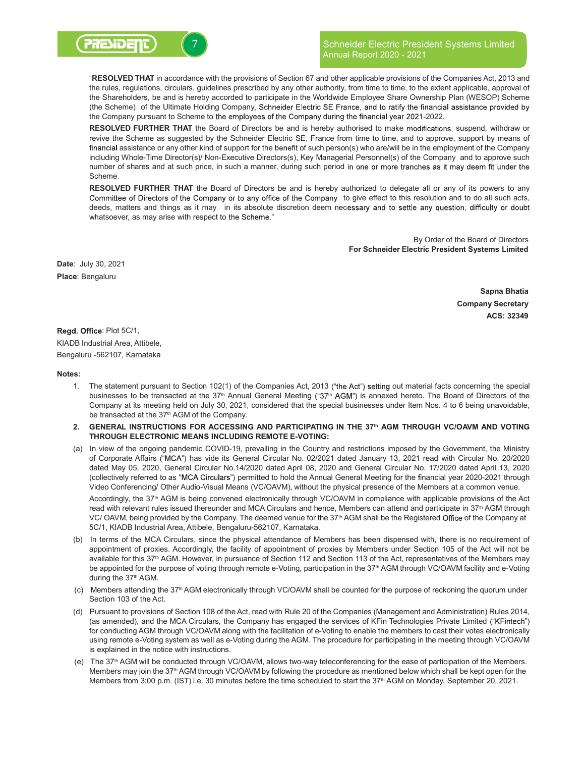"**RESOLVED THAT** in accordance with the provisions of Section 67 and other applicable provisions of the Companies Act, 2013 and the rules, regulations, circulars, guidelines prescribed by any other authority, from time to time, to the extent applicable, approval of the Shareholders, be and is hereby accorded to participate in the Worldwide Employee Share Ownership Plan (WESOP) Scheme (the Scheme) of the Ultimate Holding Company, Schneider Electric SE France, and to ratify the financial assistance provided by the Company pursuant to Scheme to the employees of the Company during the financial year 2021-2022.

**RESOLVED FURTHER THAT** the Board of Directors be and is hereby authorised to make modifications, suspend, withdraw or revive the Scheme as suggested by the Schneider Electric SE, France from time to time, and to approve, support by means of financial assistance or any other kind of support for the benefit of such person(s) who are/will be in the employment of the Company including Whole-Time Director(s)/ Non-Executive Directors(s), Key Managerial Personnel(s) of the Company and to approve such number of shares and at such price, in such a manner, during such period in one or more tranches as it may deem fit under the Scheme.

**RESOLVED FURTHER THAT** the Board of Directors be and is hereby authorized to delegate all or any of its powers to any Committee of Directors of the Company or to any office of the Company to give effect to this resolution and to do all such acts, deeds, matters and things as it may in its absolute discretion deem necessary and to settle any question, difficulty or doubt whatsoever, as may arise with respect to the Scheme."

By Order of the Board of Directors
**For Schneider Electric President Systems Limited**

**Date**: July 30, 2021
**Place**: Bengaluru

**Sapna Bhatia**
**Company Secretary**
**ACS: 32349**

**Regd. Office**: Plot 5C/1,
KIADB Industrial Area, Attibele,
Bengaluru -562107, Karnataka

**Notes:**

1. The statement pursuant to Section 102(1) of the Companies Act, 2013 ("the Act") setting out material facts concerning the special businesses to be transacted at the 37th Annual General Meeting ("37th AGM") is annexed hereto. The Board of Directors of the Company at its meeting held on July 30, 2021, considered that the special businesses under Item Nos. 4 to 6 being unavoidable, be transacted at the 37th AGM of the Company.

2. **GENERAL INSTRUCTIONS FOR ACCESSING AND PARTICIPATING IN THE 37th AGM THROUGH VC/OAVM AND VOTING THROUGH ELECTRONIC MEANS INCLUDING REMOTE E-VOTING:**

(a) In view of the ongoing pandemic COVID-19, prevailing in the Country and restrictions imposed by the Government, the Ministry of Corporate Affairs ("MCA") has vide its General Circular No. 02/2021 dated January 13, 2021 read with Circular No. 20/2020 dated May 05, 2020, General Circular No.14/2020 dated April 08, 2020 and General Circular No. 17/2020 dated April 13, 2020 (collectively referred to as "MCA Circulars") permitted to hold the Annual General Meeting for the financial year 2020-2021 through Video Conferencing/ Other Audio-Visual Means (VC/OAVM), without the physical presence of the Members at a common venue.

Accordingly, the 37th AGM is being convened electronically through VC/OAVM in compliance with applicable provisions of the Act read with relevant rules issued thereunder and MCA Circulars and hence, Members can attend and participate in 37th AGM through VC/ OAVM, being provided by the Company. The deemed venue for the 37th AGM shall be the Registered Office of the Company at 5C/1, KIADB Industrial Area, Attibele, Bengaluru-562107, Karnataka.

(b) In terms of the MCA Circulars, since the physical attendance of Members has been dispensed with, there is no requirement of appointment of proxies. Accordingly, the facility of appointment of proxies by Members under Section 105 of the Act will not be available for this 37th AGM. However, in pursuance of Section 112 and Section 113 of the Act, representatives of the Members may be appointed for the purpose of voting through remote e-Voting, participation in the 37th AGM through VC/OAVM facility and e-Voting during the 37th AGM.

(c) Members attending the 37th AGM electronically through VC/OAVM shall be counted for the purpose of reckoning the quorum under Section 103 of the Act.

(d) Pursuant to provisions of Section 108 of the Act, read with Rule 20 of the Companies (Management and Administration) Rules 2014, (as amended), and the MCA Circulars, the Company has engaged the services of KFin Technologies Private Limited ("KFintech") for conducting AGM through VC/OAVM along with the facilitation of e-Voting to enable the members to cast their votes electronically using remote e-Voting system as well as e-Voting during the AGM. The procedure for participating in the meeting through VC/OAVM is explained in the notice with instructions.

(e) The 37th AGM will be conducted through VC/OAVM, allows two-way teleconferencing for the ease of participation of the Members. Members may join the 37th AGM through VC/OAVM by following the procedure as mentioned below which shall be kept open for the Members from 3:00 p.m. (IST) i.e. 30 minutes before the time scheduled to start the 37th AGM on Monday, September 20, 2021.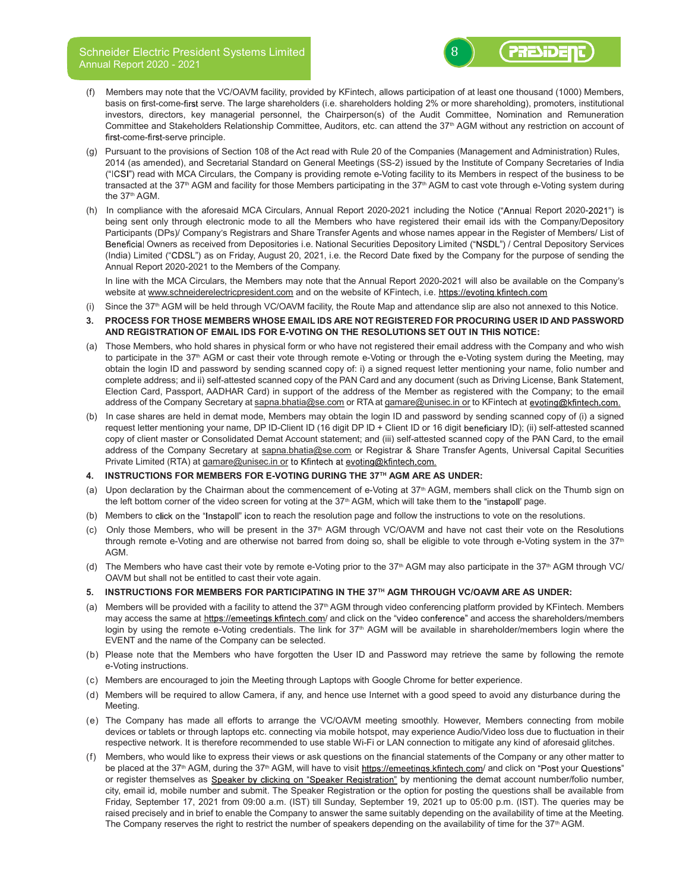(f) Members may note that the VC/OAVM facility, provided by KFintech, allows participation of at least one thousand (1000) Members, basis on first-come-first serve. The large shareholders (i.e. shareholders holding 2% or more shareholding), promoters, institutional investors, directors, key managerial personnel, the Chairperson(s) of the Audit Committee, Nomination and Remuneration Committee and Stakeholders Relationship Committee, Auditors, etc. can attend the 37th AGM without any restriction on account of first-come-first-serve principle.

(g) Pursuant to the provisions of Section 108 of the Act read with Rule 20 of the Companies (Management and Administration) Rules, 2014 (as amended), and Secretarial Standard on General Meetings (SS-2) issued by the Institute of Company Secretaries of India ("ICSI") read with MCA Circulars, the Company is providing remote e-Voting facility to its Members in respect of the business to be transacted at the 37th AGM and facility for those Members participating in the 37th AGM to cast vote through e-Voting system during the 37th AGM.

(h) In compliance with the aforesaid MCA Circulars, Annual Report 2020-2021 including the Notice ("Annual Report 2020-2021") is being sent only through electronic mode to all the Members who have registered their email ids with the Company/Depository Participants (DPs)/ Company's Registrars and Share Transfer Agents and whose names appear in the Register of Members/ List of Beneficial Owners as received from Depositories i.e. National Securities Depository Limited ("NSDL") / Central Depository Services (India) Limited ("CDSL") as on Friday, August 20, 2021, i.e. the Record Date fixed by the Company for the purpose of sending the Annual Report 2020-2021 to the Members of the Company.

In line with the MCA Circulars, the Members may note that the Annual Report 2020-2021 will also be available on the Company's website at www.schneiderelectricpresident.com and on the website of KFintech, i.e. https://evoting.kfintech.com

(i) Since the 37th AGM will be held through VC/OAVM facility, the Route Map and attendance slip are also not annexed to this Notice.

**3. PROCESS FOR THOSE MEMBERS WHOSE EMAIL IDS ARE NOT REGISTERED FOR PROCURING USER ID AND PASSWORD AND REGISTRATION OF EMAIL IDS FOR E-VOTING ON THE RESOLUTIONS SET OUT IN THIS NOTICE:**

(a) Those Members, who hold shares in physical form or who have not registered their email address with the Company and who wish to participate in the 37th AGM or cast their vote through remote e-Voting or through the e-Voting system during the Meeting, may obtain the login ID and password by sending scanned copy of: i) a signed request letter mentioning your name, folio number and complete address; and ii) self-attested scanned copy of the PAN Card and any document (such as Driving License, Bank Statement, Election Card, Passport, AADHAR Card) in support of the address of the Member as registered with the Company; to the email address of the Company Secretary at sapna.bhatia@se.com or RTA at gamare@unisec.in or to KFintech at evoting@kfintech.com.

(b) In case shares are held in demat mode, Members may obtain the login ID and password by sending scanned copy of (i) a signed request letter mentioning your name, DP ID-Client ID (16 digit DP ID + Client ID or 16 digit beneficiary ID); (ii) self-attested scanned copy of client master or Consolidated Demat Account statement; and (iii) self-attested scanned copy of the PAN Card, to the email address of the Company Secretary at sapna.bhatia@se.com or Registrar & Share Transfer Agents, Universal Capital Securities Private Limited (RTA) at gamare@unisec.in or to Kfintech at evoting@kfintech.com.

**4. INSTRUCTIONS FOR MEMBERS FOR E-VOTING DURING THE 37TH AGM ARE AS UNDER:**

(a) Upon declaration by the Chairman about the commencement of e-Voting at 37th AGM, members shall click on the Thumb sign on the left bottom corner of the video screen for voting at the 37th AGM, which will take them to the "instapoll' page.

(b) Members to click on the "Instapoll" icon to reach the resolution page and follow the instructions to vote on the resolutions.

(c) Only those Members, who will be present in the 37th AGM through VC/OAVM and have not cast their vote on the Resolutions through remote e-Voting and are otherwise not barred from doing so, shall be eligible to vote through e-Voting system in the 37th AGM.

(d) The Members who have cast their vote by remote e-Voting prior to the 37th AGM may also participate in the 37th AGM through VC/ OAVM but shall not be entitled to cast their vote again.

**5. INSTRUCTIONS FOR MEMBERS FOR PARTICIPATING IN THE 37TH AGM THROUGH VC/OAVM ARE AS UNDER:**

(a) Members will be provided with a facility to attend the 37th AGM through video conferencing platform provided by KFintech. Members may access the same at https://emeetings.kfintech.com/ and click on the "video conference" and access the shareholders/members login by using the remote e-Voting credentials. The link for 37th AGM will be available in shareholder/members login where the EVENT and the name of the Company can be selected.

(b) Please note that the Members who have forgotten the User ID and Password may retrieve the same by following the remote e-Voting instructions.

(c) Members are encouraged to join the Meeting through Laptops with Google Chrome for better experience.

(d) Members will be required to allow Camera, if any, and hence use Internet with a good speed to avoid any disturbance during the Meeting.

(e) The Company has made all efforts to arrange the VC/OAVM meeting smoothly. However, Members connecting from mobile devices or tablets or through laptops etc. connecting via mobile hotspot, may experience Audio/Video loss due to fluctuation in their respective network. It is therefore recommended to use stable Wi-Fi or LAN connection to mitigate any kind of aforesaid glitches.

(f) Members, who would like to express their views or ask questions on the financial statements of the Company or any other matter to be placed at the 37th AGM, during the 37th AGM, will have to visit https://emeetings.kfintech.com/ and click on "Post your Questions" or register themselves as Speaker by clicking on "Speaker Registration" by mentioning the demat account number/folio number, city, email id, mobile number and submit. The Speaker Registration or the option for posting the questions shall be available from Friday, September 17, 2021 from 09:00 a.m. (IST) till Sunday, September 19, 2021 up to 05:00 p.m. (IST). The queries may be raised precisely and in brief to enable the Company to answer the same suitably depending on the availability of time at the Meeting. The Company reserves the right to restrict the number of speakers depending on the availability of time for the 37th AGM.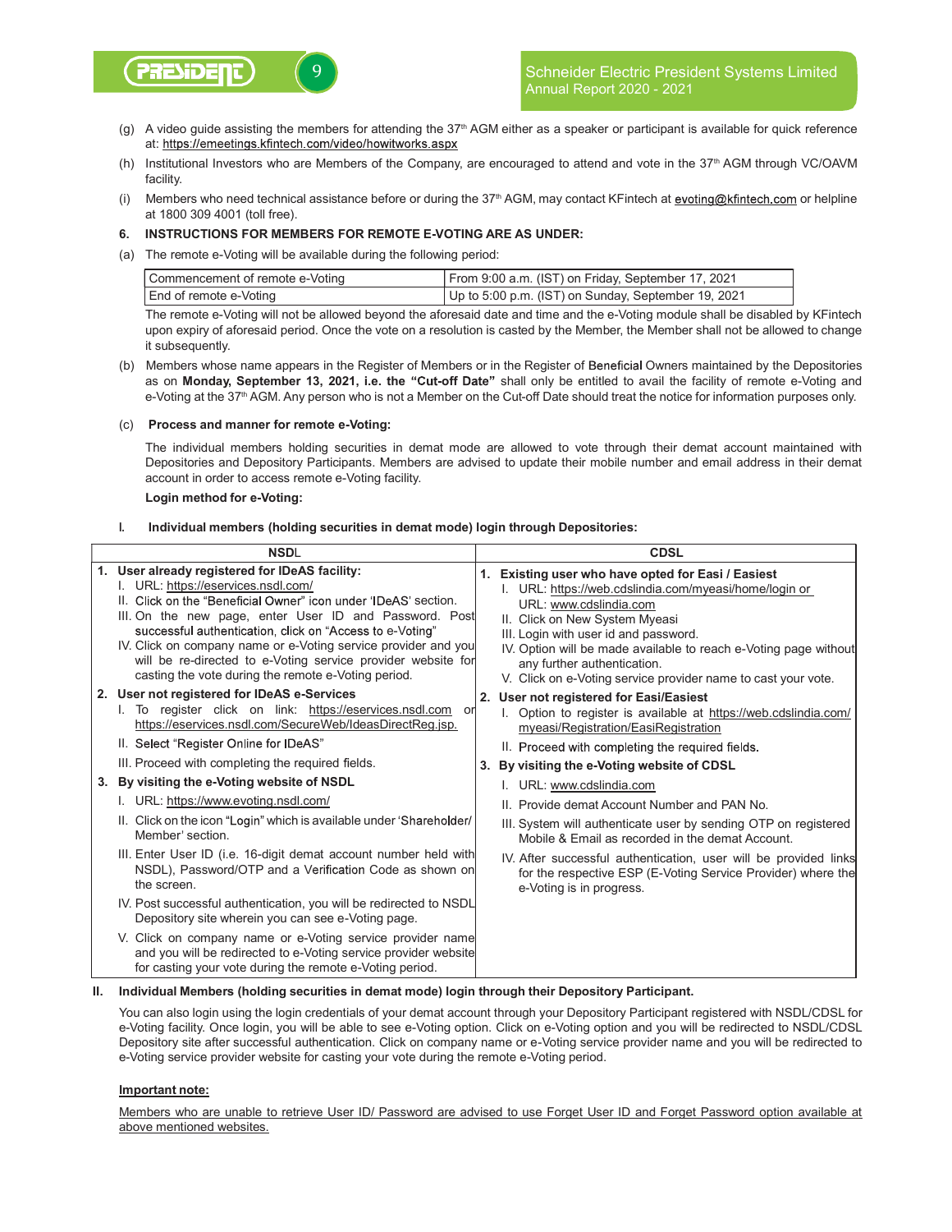(g) A video guide assisting the members for attending the 37th AGM either as a speaker or participant is available for quick reference at: https://emeetings.kfintech.com/video/howitworks.aspx

(h) Institutional Investors who are Members of the Company, are encouraged to attend and vote in the 37th AGM through VC/OAVM facility.

(i) Members who need technical assistance before or during the 37th AGM, may contact KFintech at evoting@kfintech.com or helpline at 1800 309 4001 (toll free).

**6. INSTRUCTIONS FOR MEMBERS FOR REMOTE E-VOTING ARE AS UNDER:**

(a) The remote e-Voting will be available during the following period:

| Commencement of remote e-Voting | From 9:00 a.m. (IST) on Friday, September 17, 2021 |
|---|---|
| End of remote e-Voting | Up to 5:00 p.m. (IST) on Sunday, September 19, 2021 |

The remote e-Voting will not be allowed beyond the aforesaid date and time and the e-Voting module shall be disabled by KFintech upon expiry of aforesaid period. Once the vote on a resolution is casted by the Member, the Member shall not be allowed to change it subsequently.

(b) Members whose name appears in the Register of Members or in the Register of Beneficial Owners maintained by the Depositories as on **Monday, September 13, 2021, i.e. the "Cut-off Date"** shall only be entitled to avail the facility of remote e-Voting and e-Voting at the 37th AGM. Any person who is not a Member on the Cut-off Date should treat the notice for information purposes only.

(c) **Process and manner for remote e-Voting:**

The individual members holding securities in demat mode are allowed to vote through their demat account maintained with Depositories and Depository Participants. Members are advised to update their mobile number and email address in their demat account in order to access remote e-Voting facility.

**Login method for e-Voting:**

**I. Individual members (holding securities in demat mode) login through Depositories:**

| NSDL | CDSL |
|---|---|
| **1. User already registered for IDeAS facility:**<br>I. URL: https://eservices.nsdl.com/<br>II. Click on the "Beneficial Owner" icon under 'IDeAS' section.<br>III. On the new page, enter User ID and Password. Post successful authentication, click on "Access to e-Voting"<br>IV. Click on company name or e-Voting service provider and you will be re-directed to e-Voting service provider website for casting the vote during the remote e-Voting period. | **1. Existing user who have opted for Easi / Easiest**<br>I. URL: https://web.cdslindia.com/myeasi/home/login or URL: www.cdslindia.com<br>II. Click on New System Myeasi<br>III. Login with user id and password.<br>IV. Option will be made available to reach e-Voting page without any further authentication.<br>V. Click on e-Voting service provider name to cast your vote. |
| **2. User not registered for IDeAS e-Services**<br>I. To register click on link: https://eservices.nsdl.com or https://eservices.nsdl.com/SecureWeb/IdeasDirectReg.jsp.<br>II. Select "Register Online for IDeAS"<br>III. Proceed with completing the required fields. | **2. User not registered for Easi/Easiest**<br>I. Option to register is available at https://web.cdslindia.com/myeasi/Registration/EasiRegistration<br>II. Proceed with completing the required fields. |
| **3. By visiting the e-Voting website of NSDL**<br>I. URL: https://www.evoting.nsdl.com/<br>II. Click on the icon "Login" which is available under 'Shareholder/Member' section.<br>III. Enter User ID (i.e. 16-digit demat account number held with NSDL), Password/OTP and a Verification Code as shown on the screen.<br>IV. Post successful authentication, you will be redirected to NSDL Depository site wherein you can see e-Voting page.<br>V. Click on company name or e-Voting service provider name and you will be redirected to e-Voting service provider website for casting your vote during the remote e-Voting period. | **3. By visiting the e-Voting website of CDSL**<br>I. URL: www.cdslindia.com<br>II. Provide demat Account Number and PAN No.<br>III. System will authenticate user by sending OTP on registered Mobile & Email as recorded in the demat Account.<br>IV. After successful authentication, user will be provided links for the respective ESP (E-Voting Service Provider) where the e-Voting is in progress. |

**II. Individual Members (holding securities in demat mode) login through their Depository Participant.**

You can also login using the login credentials of your demat account through your Depository Participant registered with NSDL/CDSL for e-Voting facility. Once login, you will be able to see e-Voting option. Click on e-Voting option and you will be redirected to NSDL/CDSL Depository site after successful authentication. Click on company name or e-Voting service provider name and you will be redirected to e-Voting service provider website for casting your vote during the remote e-Voting period.

**Important note:**

Members who are unable to retrieve User ID/ Password are advised to use Forget User ID and Forget Password option available at above mentioned websites.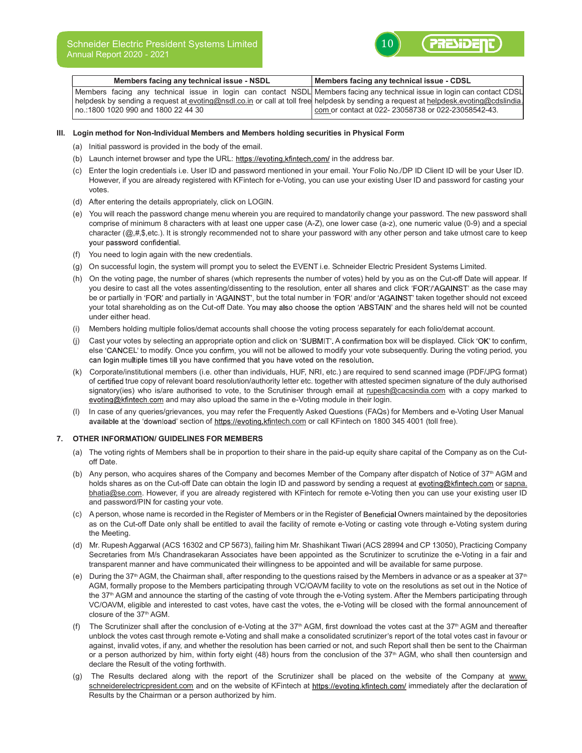| Members facing any technical issue - NSDL | Members facing any technical issue - CDSL |
|---|---|
| Members facing any technical issue in login can contact NSDL helpdesk by sending a request at evoting@nsdl.co.in or call at toll free no.:1800 1020 990 and 1800 22 44 30 | Members facing any technical issue in login can contact CDSL helpdesk by sending a request at helpdesk.evoting@cdslindia.com or contact at 022- 23058738 or 022-23058542-43. |

**III. Login method for Non-Individual Members and Members holding securities in Physical Form**

(a) Initial password is provided in the body of the email.

(b) Launch internet browser and type the URL: https://evoting.kfintech.com/ in the address bar.

(c) Enter the login credentials i.e. User ID and password mentioned in your email. Your Folio No./DP ID Client ID will be your User ID. However, if you are already registered with KFintech for e-Voting, you can use your existing User ID and password for casting your votes.

(d) After entering the details appropriately, click on LOGIN.

(e) You will reach the password change menu wherein you are required to mandatorily change your password. The new password shall comprise of minimum 8 characters with at least one upper case (A-Z), one lower case (a-z), one numeric value (0-9) and a special character (@,#,$,etc.). It is strongly recommended not to share your password with any other person and take utmost care to keep your password confidential.

(f) You need to login again with the new credentials.

(g) On successful login, the system will prompt you to select the EVENT i.e. Schneider Electric President Systems Limited.

(h) On the voting page, the number of shares (which represents the number of votes) held by you as on the Cut-off Date will appear. If you desire to cast all the votes assenting/dissenting to the resolution, enter all shares and click 'FOR'/'AGAINST' as the case may be or partially in 'FOR' and partially in 'AGAINST', but the total number in 'FOR' and/or 'AGAINST' taken together should not exceed your total shareholding as on the Cut-off Date. You may also choose the option 'ABSTAIN' and the shares held will not be counted under either head.

(i) Members holding multiple folios/demat accounts shall choose the voting process separately for each folio/demat account.

(j) Cast your votes by selecting an appropriate option and click on 'SUBMIT'. A confirmation box will be displayed. Click 'OK' to confirm, else 'CANCEL' to modify. Once you confirm, you will not be allowed to modify your vote subsequently. During the voting period, you can login multiple times till you have confirmed that you have voted on the resolution.

(k) Corporate/institutional members (i.e. other than individuals, HUF, NRI, etc.) are required to send scanned image (PDF/JPG format) of certified true copy of relevant board resolution/authority letter etc. together with attested specimen signature of the duly authorised signatory(ies) who is/are authorised to vote, to the Scrutiniser through email at rupesh@cacsindia.com with a copy marked to evoting@kfintech.com and may also upload the same in the e-Voting module in their login.

(l) In case of any queries/grievances, you may refer the Frequently Asked Questions (FAQs) for Members and e-Voting User Manual available at the 'download' section of https://evoting.kfintech.com or call KFintech on 1800 345 4001 (toll free).

## 7. OTHER INFORMATION/ GUIDELINES FOR MEMBERS

(a) The voting rights of Members shall be in proportion to their share in the paid-up equity share capital of the Company as on the Cut-off Date.

(b) Any person, who acquires shares of the Company and becomes Member of the Company after dispatch of Notice of 37th AGM and holds shares as on the Cut-off Date can obtain the login ID and password by sending a request at evoting@kfintech.com or sapna.bhatia@se.com. However, if you are already registered with KFintech for remote e-Voting then you can use your existing user ID and password/PIN for casting your vote.

(c) A person, whose name is recorded in the Register of Members or in the Register of Beneficial Owners maintained by the depositories as on the Cut-off Date only shall be entitled to avail the facility of remote e-Voting or casting vote through e-Voting system during the Meeting.

(d) Mr. Rupesh Aggarwal (ACS 16302 and CP 5673), failing him Mr. Shashikant Tiwari (ACS 28994 and CP 13050), Practicing Company Secretaries from M/s Chandrasekaran Associates have been appointed as the Scrutinizer to scrutinize the e-Voting in a fair and transparent manner and have communicated their willingness to be appointed and will be available for same purpose.

(e) During the 37th AGM, the Chairman shall, after responding to the questions raised by the Members in advance or as a speaker at 37th AGM, formally propose to the Members participating through VC/OAVM facility to vote on the resolutions as set out in the Notice of the 37th AGM and announce the starting of the casting of vote through the e-Voting system. After the Members participating through VC/OAVM, eligible and interested to cast votes, have cast the votes, the e-Voting will be closed with the formal announcement of closure of the 37th AGM.

(f) The Scrutinizer shall after the conclusion of e-Voting at the 37th AGM, first download the votes cast at the 37th AGM and thereafter unblock the votes cast through remote e-Voting and shall make a consolidated scrutinizer's report of the total votes cast in favour or against, invalid votes, if any, and whether the resolution has been carried or not, and such Report shall then be sent to the Chairman or a person authorized by him, within forty eight (48) hours from the conclusion of the 37th AGM, who shall then countersign and declare the Result of the voting forthwith.

(g) The Results declared along with the report of the Scrutinizer shall be placed on the website of the Company at www.schneiderelectricpresident.com and on the website of KFintech at https://evoting.kfintech.com/ immediately after the declaration of Results by the Chairman or a person authorized by him.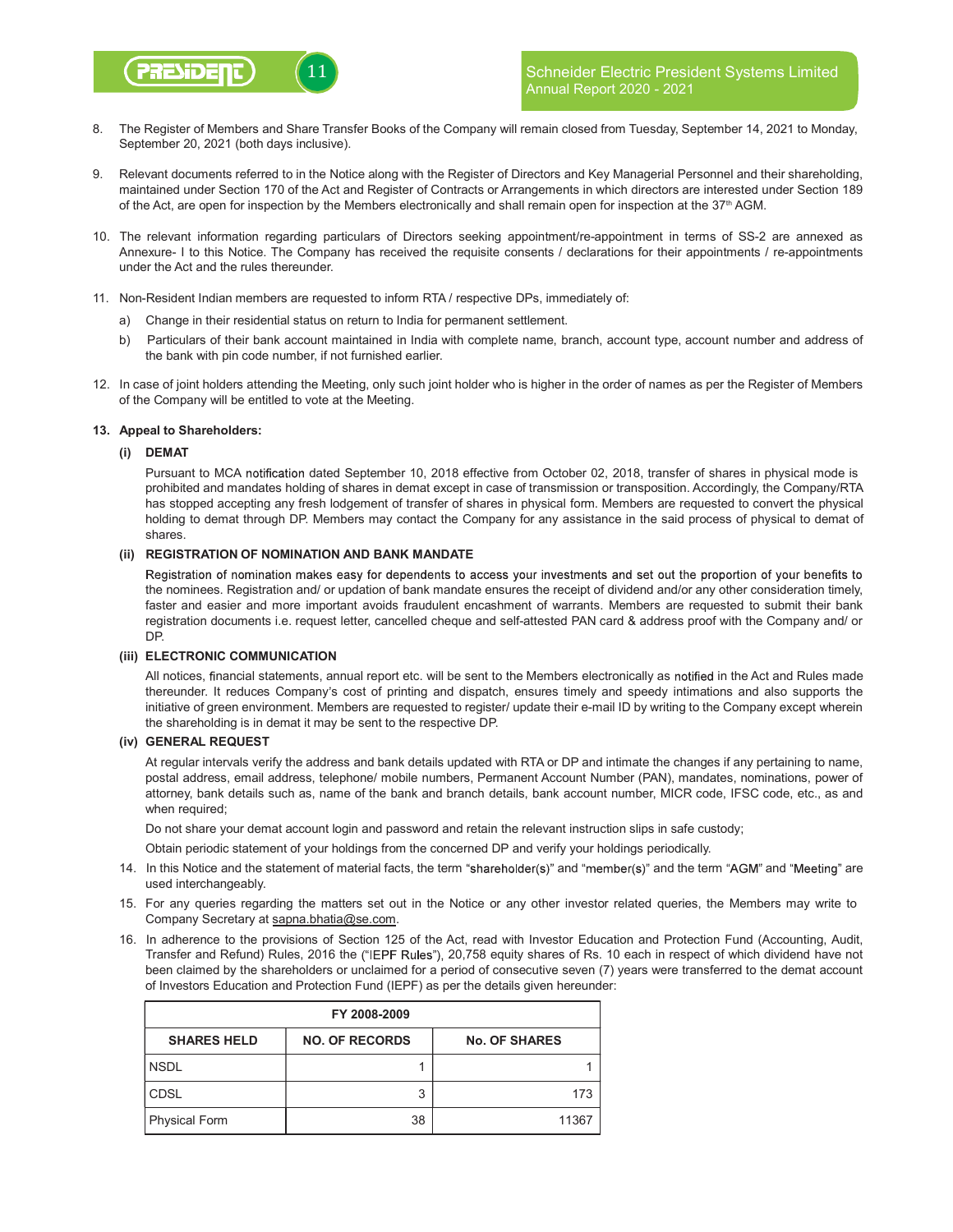8. The Register of Members and Share Transfer Books of the Company will remain closed from Tuesday, September 14, 2021 to Monday, September 20, 2021 (both days inclusive).

9. Relevant documents referred to in the Notice along with the Register of Directors and Key Managerial Personnel and their shareholding, maintained under Section 170 of the Act and Register of Contracts or Arrangements in which directors are interested under Section 189 of the Act, are open for inspection by the Members electronically and shall remain open for inspection at the 37th AGM.

10. The relevant information regarding particulars of Directors seeking appointment/re-appointment in terms of SS-2 are annexed as Annexure- I to this Notice. The Company has received the requisite consents / declarations for their appointments / re-appointments under the Act and the rules thereunder.

11. Non-Resident Indian members are requested to inform RTA / respective DPs, immediately of:

    a) Change in their residential status on return to India for permanent settlement.

    b) Particulars of their bank account maintained in India with complete name, branch, account type, account number and address of the bank with pin code number, if not furnished earlier.

12. In case of joint holders attending the Meeting, only such joint holder who is higher in the order of names as per the Register of Members of the Company will be entitled to vote at the Meeting.

**13. Appeal to Shareholders:**

**(i) DEMAT**

Pursuant to MCA notification dated September 10, 2018 effective from October 02, 2018, transfer of shares in physical mode is prohibited and mandates holding of shares in demat except in case of transmission or transposition. Accordingly, the Company/RTA has stopped accepting any fresh lodgement of transfer of shares in physical form. Members are requested to convert the physical holding to demat through DP. Members may contact the Company for any assistance in the said process of physical to demat of shares.

**(ii) REGISTRATION OF NOMINATION AND BANK MANDATE**

Registration of nomination makes easy for dependents to access your investments and set out the proportion of your benefits to the nominees. Registration and/ or updation of bank mandate ensures the receipt of dividend and/or any other consideration timely, faster and easier and more important avoids fraudulent encashment of warrants. Members are requested to submit their bank registration documents i.e. request letter, cancelled cheque and self-attested PAN card & address proof with the Company and/ or DP.

**(iii) ELECTRONIC COMMUNICATION**

All notices, financial statements, annual report etc. will be sent to the Members electronically as notified in the Act and Rules made thereunder. It reduces Company's cost of printing and dispatch, ensures timely and speedy intimations and also supports the initiative of green environment. Members are requested to register/ update their e-mail ID by writing to the Company except wherein the shareholding is in demat it may be sent to the respective DP.

**(iv) GENERAL REQUEST**

At regular intervals verify the address and bank details updated with RTA or DP and intimate the changes if any pertaining to name, postal address, email address, telephone/ mobile numbers, Permanent Account Number (PAN), mandates, nominations, power of attorney, bank details such as, name of the bank and branch details, bank account number, MICR code, IFSC code, etc., as and when required;

Do not share your demat account login and password and retain the relevant instruction slips in safe custody;

Obtain periodic statement of your holdings from the concerned DP and verify your holdings periodically.

14. In this Notice and the statement of material facts, the term "shareholder(s)" and "member(s)" and the term "AGM" and "Meeting" are used interchangeably.

15. For any queries regarding the matters set out in the Notice or any other investor related queries, the Members may write to Company Secretary at sapna.bhatia@se.com.

16. In adherence to the provisions of Section 125 of the Act, read with Investor Education and Protection Fund (Accounting, Audit, Transfer and Refund) Rules, 2016 (the "IEPF Rules"), 20,758 equity shares of Rs. 10 each in respect of which dividend have not been claimed by the shareholders or unclaimed for a period of consecutive seven (7) years were transferred to the demat account of Investors Education and Protection Fund (IEPF) as per the details given hereunder:

| FY 2008-2009 | | |
|---|---|---|
| **SHARES HELD** | **NO. OF RECORDS** | **No. OF SHARES** |
| NSDL | 1 | 1 |
| CDSL | 3 | 173 |
| Physical Form | 38 | 11367 |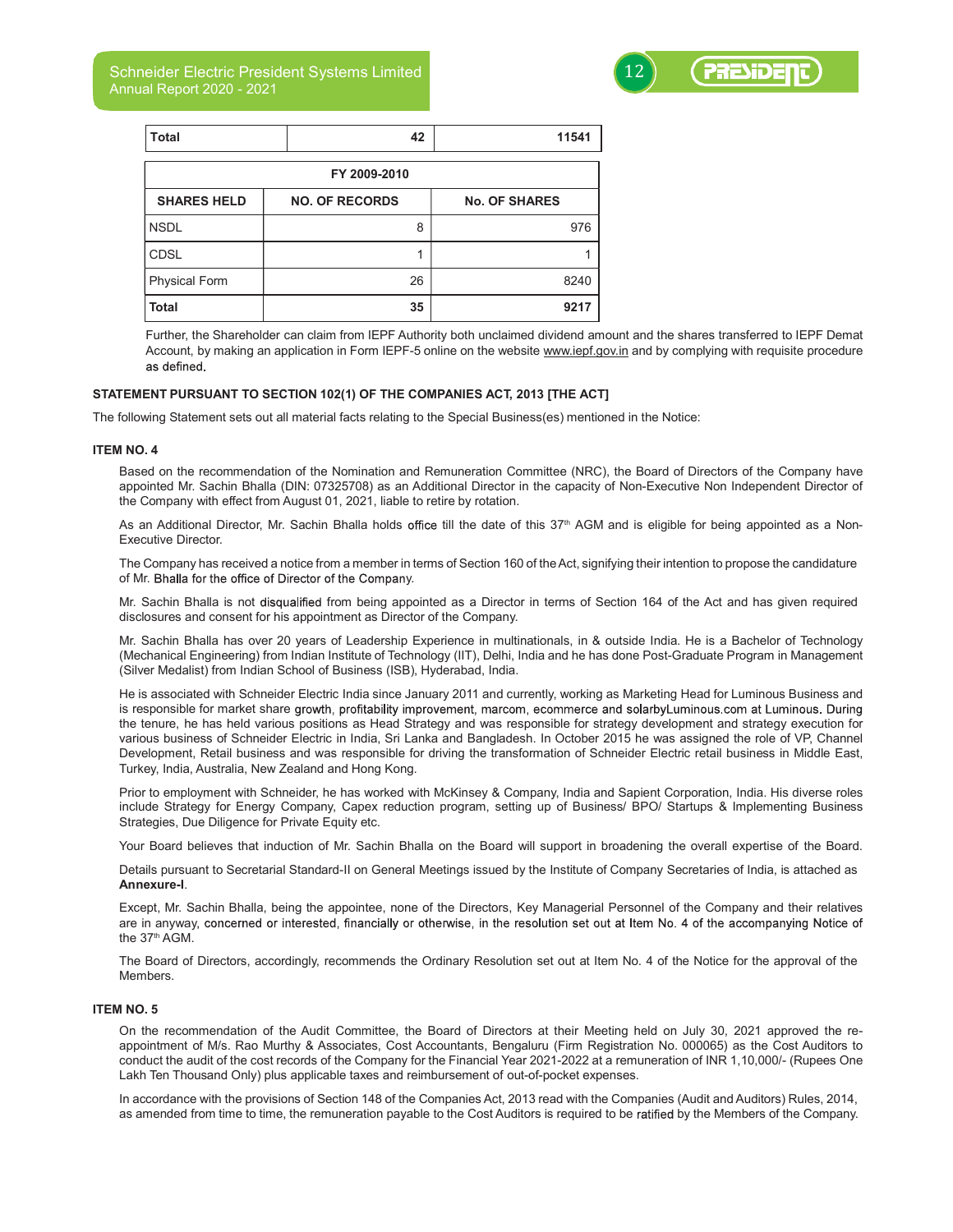| Total | 42 | 11541 |
|---|---|---|

| FY 2009-2010 | | |
|---|---|---|
| **SHARES HELD** | **NO. OF RECORDS** | **No. OF SHARES** |
| NSDL | 8 | 976 |
| CDSL | 1 | 1 |
| Physical Form | 26 | 8240 |
| **Total** | **35** | **9217** |

Further, the Shareholder can claim from IEPF Authority both unclaimed dividend amount and the shares transferred to IEPF Demat Account, by making an application in Form IEPF-5 online on the website www.iepf.gov.in and by complying with requisite procedure as defined.

**STATEMENT PURSUANT TO SECTION 102(1) OF THE COMPANIES ACT, 2013 [THE ACT]**

The following Statement sets out all material facts relating to the Special Business(es) mentioned in the Notice:

**ITEM NO. 4**

Based on the recommendation of the Nomination and Remuneration Committee (NRC), the Board of Directors of the Company have appointed Mr. Sachin Bhalla (DIN: 07325708) as an Additional Director in the capacity of Non-Executive Non Independent Director of the Company with effect from August 01, 2021, liable to retire by rotation.

As an Additional Director, Mr. Sachin Bhalla holds office till the date of this 37th AGM and is eligible for being appointed as a Non-Executive Director.

The Company has received a notice from a member in terms of Section 160 of the Act, signifying their intention to propose the candidature of Mr. Bhalla for the office of Director of the Company.

Mr. Sachin Bhalla is not disqualified from being appointed as a Director in terms of Section 164 of the Act and has given required disclosures and consent for his appointment as Director of the Company.

Mr. Sachin Bhalla has over 20 years of Leadership Experience in multinationals, in & outside India. He is a Bachelor of Technology (Mechanical Engineering) from Indian Institute of Technology (IIT), Delhi, India and he has done Post-Graduate Program in Management (Silver Medalist) from Indian School of Business (ISB), Hyderabad, India.

He is associated with Schneider Electric India since January 2011 and currently, working as Marketing Head for Luminous Business and is responsible for market share growth, profitability improvement, marcom, ecommerce and solarbyLuminous.com at Luminous. During the tenure, he has held various positions as Head Strategy and was responsible for strategy development and strategy execution for various business of Schneider Electric in India, Sri Lanka and Bangladesh. In October 2015 he was assigned the role of VP, Channel Development, Retail business and was responsible for driving the transformation of Schneider Electric retail business in Middle East, Turkey, India, Australia, New Zealand and Hong Kong.

Prior to employment with Schneider, he has worked with McKinsey & Company, India and Sapient Corporation, India. His diverse roles include Strategy for Energy Company, Capex reduction program, setting up of Business/ BPO/ Startups & Implementing Business Strategies, Due Diligence for Private Equity etc.

Your Board believes that induction of Mr. Sachin Bhalla on the Board will support in broadening the overall expertise of the Board.

Details pursuant to Secretarial Standard-II on General Meetings issued by the Institute of Company Secretaries of India, is attached as **Annexure-I**.

Except, Mr. Sachin Bhalla, being the appointee, none of the Directors, Key Managerial Personnel of the Company and their relatives are in anyway, concerned or interested, financially or otherwise, in the resolution set out at Item No. 4 of the accompanying Notice of the 37th AGM.

The Board of Directors, accordingly, recommends the Ordinary Resolution set out at Item No. 4 of the Notice for the approval of the Members.

**ITEM NO. 5**

On the recommendation of the Audit Committee, the Board of Directors at their Meeting held on July 30, 2021 approved the re-appointment of M/s. Rao Murthy & Associates, Cost Accountants, Bengaluru (Firm Registration No. 000065) as the Cost Auditors to conduct the audit of the cost records of the Company for the Financial Year 2021-2022 at a remuneration of INR 1,10,000/- (Rupees One Lakh Ten Thousand Only) plus applicable taxes and reimbursement of out-of-pocket expenses.

In accordance with the provisions of Section 148 of the Companies Act, 2013 read with the Companies (Audit and Auditors) Rules, 2014, as amended from time to time, the remuneration payable to the Cost Auditors is required to be ratified by the Members of the Company.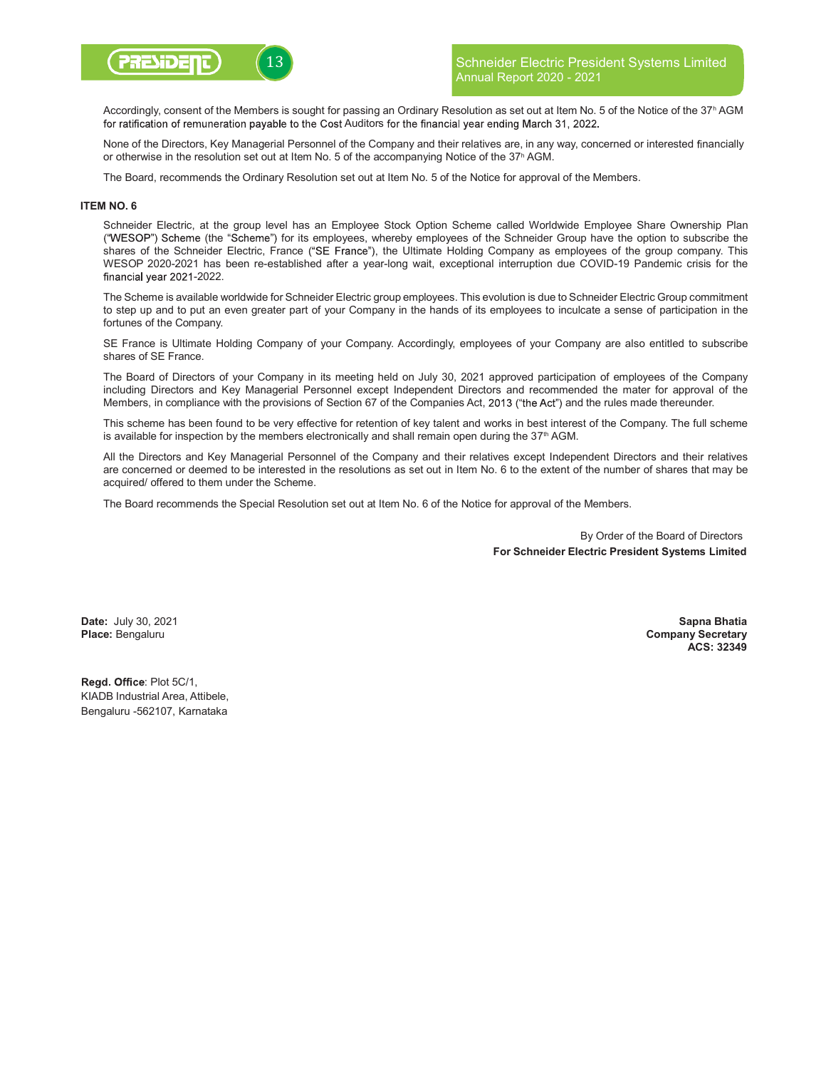Accordingly, consent of the Members is sought for passing an Ordinary Resolution as set out at Item No. 5 of the Notice of the 37th AGM for ratification of remuneration payable to the Cost Auditors for the financial year ending March 31, 2022.

None of the Directors, Key Managerial Personnel of the Company and their relatives are, in any way, concerned or interested financially or otherwise in the resolution set out at Item No. 5 of the accompanying Notice of the 37th AGM.

The Board, recommends the Ordinary Resolution set out at Item No. 5 of the Notice for approval of the Members.

**ITEM NO. 6**

Schneider Electric, at the group level has an Employee Stock Option Scheme called Worldwide Employee Share Ownership Plan ("WESOP") Scheme (the "Scheme") for its employees, whereby employees of the Schneider Group have the option to subscribe the shares of the Schneider Electric, France ("SE France"), the Ultimate Holding Company as employees of the group company. This WESOP 2020-2021 has been re-established after a year-long wait, exceptional interruption due COVID-19 Pandemic crisis for the financial year 2021-2022.

The Scheme is available worldwide for Schneider Electric group employees. This evolution is due to Schneider Electric Group commitment to step up and to put an even greater part of your Company in the hands of its employees to inculcate a sense of participation in the fortunes of the Company.

SE France is Ultimate Holding Company of your Company. Accordingly, employees of your Company are also entitled to subscribe shares of SE France.

The Board of Directors of your Company in its meeting held on July 30, 2021 approved participation of employees of the Company including Directors and Key Managerial Personnel except Independent Directors and recommended the mater for approval of the Members, in compliance with the provisions of Section 67 of the Companies Act, 2013 ("the Act") and the rules made thereunder.

This scheme has been found to be very effective for retention of key talent and works in best interest of the Company. The full scheme is available for inspection by the members electronically and shall remain open during the 37th AGM.

All the Directors and Key Managerial Personnel of the Company and their relatives except Independent Directors and their relatives are concerned or deemed to be interested in the resolutions as set out in Item No. 6 to the extent of the number of shares that may be acquired/ offered to them under the Scheme.

The Board recommends the Special Resolution set out at Item No. 6 of the Notice for approval of the Members.

By Order of the Board of Directors
**For Schneider Electric President Systems Limited**

**Date:** July 30, 2021
**Place:** Bengaluru

**Sapna Bhatia**
**Company Secretary**
**ACS: 32349**

**Regd. Office**: Plot 5C/1,
KIADB Industrial Area, Attibele,
Bengaluru -562107, Karnataka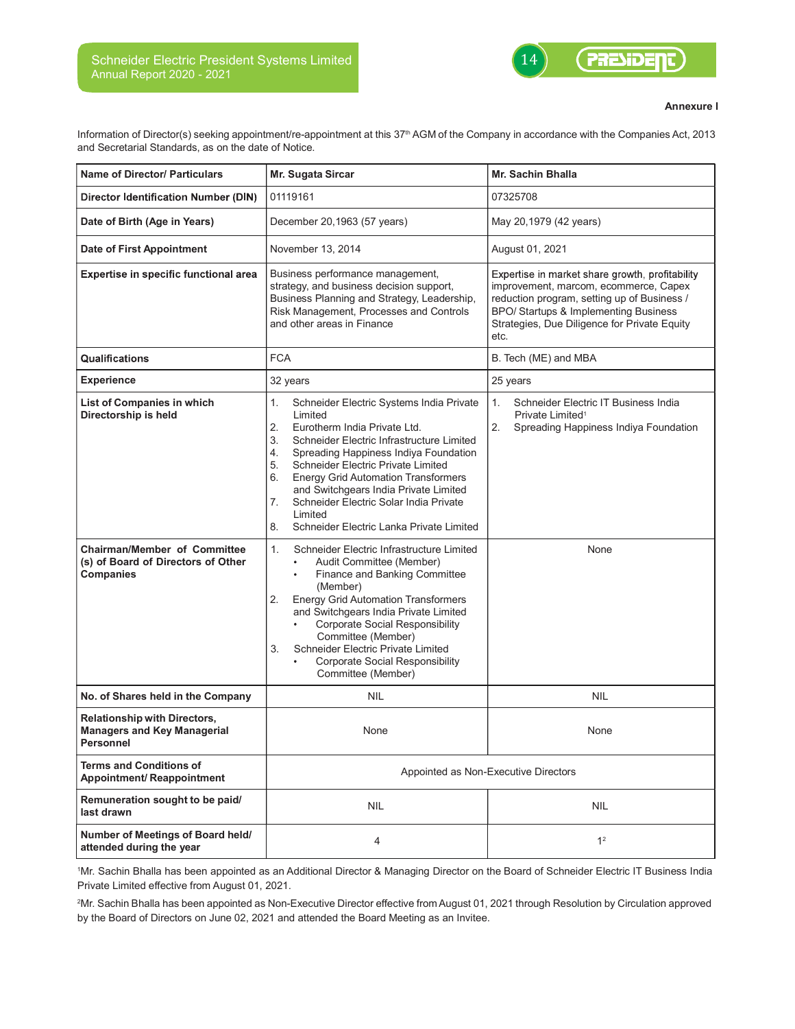**Annexure I**

Information of Director(s) seeking appointment/re-appointment at this 37th AGM of the Company in accordance with the Companies Act, 2013 and Secretarial Standards, as on the date of Notice.

| Name of Director/ Particulars | Mr. Sugata Sircar | Mr. Sachin Bhalla |
|---|---|---|
| Director Identification Number (DIN) | 01119161 | 07325708 |
| Date of Birth (Age in Years) | December 20,1963 (57 years) | May 20,1979 (42 years) |
| Date of First Appointment | November 13, 2014 | August 01, 2021 |
| Expertise in specific functional area | Business performance management, strategy, and business decision support, Business Planning and Strategy, Leadership, Risk Management, Processes and Controls and other areas in Finance | Expertise in market share growth, profitability improvement, marcom, ecommerce, Capex reduction program, setting up of Business / BPO/ Startups & Implementing Business Strategies, Due Diligence for Private Equity etc. |
| Qualifications | FCA | B. Tech (ME) and MBA |
| Experience | 32 years | 25 years |
| List of Companies in which Directorship is held | 1. Schneider Electric Systems India Private Limited<br>2. Eurotherm India Private Ltd.<br>3. Schneider Electric Infrastructure Limited<br>4. Spreading Happiness Indiya Foundation<br>5. Schneider Electric Private Limited<br>6. Energy Grid Automation Transformers and Switchgears India Private Limited<br>7. Schneider Electric Solar India Private Limited<br>8. Schneider Electric Lanka Private Limited | 1. Schneider Electric IT Business India Private Limited[1]<br>2. Spreading Happiness Indiya Foundation |
| Chairman/Member of Committee (s) of Board of Directors of Other Companies | 1. Schneider Electric Infrastructure Limited<br>• Audit Committee (Member)<br>• Finance and Banking Committee (Member)<br>2. Energy Grid Automation Transformers and Switchgears India Private Limited<br>• Corporate Social Responsibility Committee (Member)<br>3. Schneider Electric Private Limited<br>• Corporate Social Responsibility Committee (Member) | None |
| No. of Shares held in the Company | NIL | NIL |
| Relationship with Directors, Managers and Key Managerial Personnel | None | None |
| Terms and Conditions of Appointment/ Reappointment | Appointed as Non-Executive Directors | |
| Remuneration sought to be paid/ last drawn | NIL | NIL |
| Number of Meetings of Board held/ attended during the year | 4 | 1[2] |

[1]Mr. Sachin Bhalla has been appointed as an Additional Director & Managing Director on the Board of Schneider Electric IT Business India Private Limited effective from August 01, 2021.

[2]Mr. Sachin Bhalla has been appointed as Non-Executive Director effective from August 01, 2021 through Resolution by Circulation approved by the Board of Directors on June 02, 2021 and attended the Board Meeting as an Invitee.